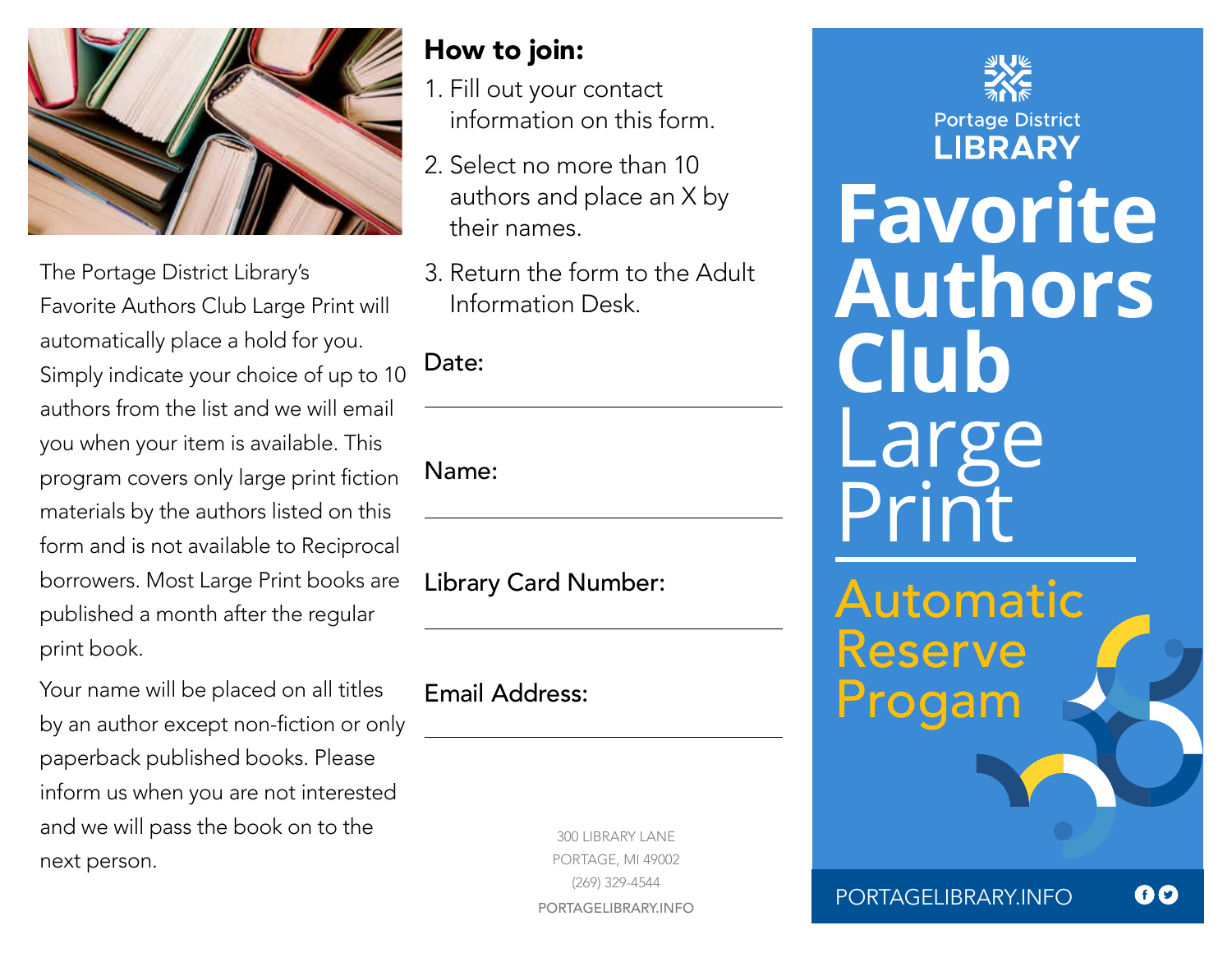The Portage District Library's Favorite Authors Club Large Print will automatically place a hold for you. Simply indicate your choice of up to 10 authors from the list and we will email you when your item is available. This program covers only large print fiction materials by the authors listed on this form and is not available to Reciprocal borrowers. Most Large Print books are published a month after the regular print book.

Your name will be placed on all titles by an author except non-fiction or only paperback published books. Please inform us when you are not interested and we will pass the book on to the next person.

## How to join:

1. Fill out your contact information on this form.
2. Select no more than 10 authors and place an X by their names.
3. Return the form to the Adult Information Desk.

Date: ______________________

Name: ______________________

Library Card Number: ______________________

Email Address: ______________________

300 LIBRARY LANE
PORTAGE, MI 49002
(269) 329-4544
PORTAGELIBRARY.INFO

Portage District
**LIBRARY**

# Favorite Authors Club Large Print

## Automatic Reserve Progam

PORTAGELIBRARY.INFO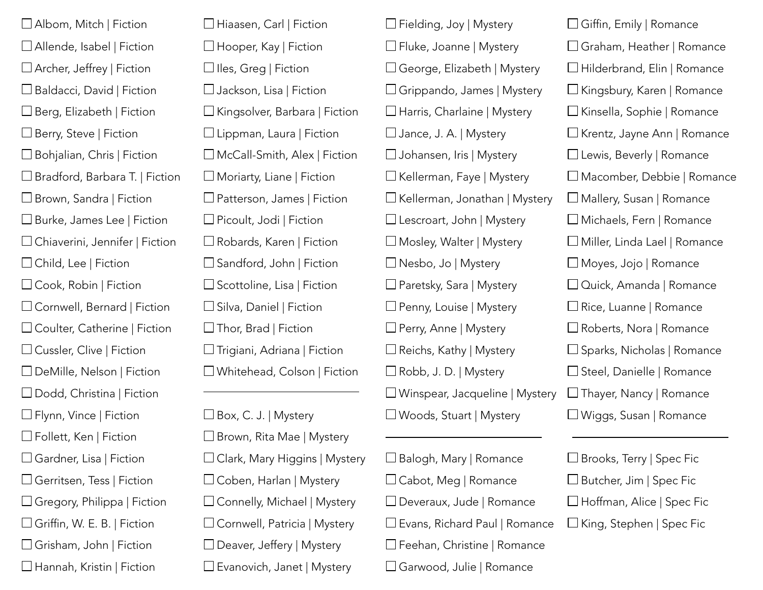- ☐ Albom, Mitch | Fiction
- ☐ Allende, Isabel | Fiction
- ☐ Archer, Jeffrey | Fiction
- ☐ Baldacci, David | Fiction
- ☐ Berg, Elizabeth | Fiction
- ☐ Berry, Steve | Fiction
- ☐ Bohjalian, Chris | Fiction
- ☐ Bradford, Barbara T. | Fiction
- ☐ Brown, Sandra | Fiction
- ☐ Burke, James Lee | Fiction
- ☐ Chiaverini, Jennifer | Fiction
- ☐ Child, Lee | Fiction
- ☐ Cook, Robin | Fiction
- ☐ Cornwell, Bernard | Fiction
- ☐ Coulter, Catherine | Fiction
- ☐ Cussler, Clive | Fiction
- ☐ DeMille, Nelson | Fiction
- ☐ Dodd, Christina | Fiction
- ☐ Flynn, Vince | Fiction
- ☐ Follett, Ken | Fiction
- ☐ Gardner, Lisa | Fiction
- ☐ Gerritsen, Tess | Fiction
- ☐ Gregory, Philippa | Fiction
- ☐ Griffin, W. E. B. | Fiction
- ☐ Grisham, John | Fiction
- ☐ Hannah, Kristin | Fiction
- ☐ Hiaasen, Carl | Fiction
- ☐ Hooper, Kay | Fiction
- ☐ Iles, Greg | Fiction
- ☐ Jackson, Lisa | Fiction
- ☐ Kingsolver, Barbara | Fiction
- ☐ Lippman, Laura | Fiction
- ☐ McCall-Smith, Alex | Fiction
- ☐ Moriarty, Liane | Fiction
- ☐ Patterson, James | Fiction
- ☐ Picoult, Jodi | Fiction
- ☐ Robards, Karen | Fiction
- ☐ Sandford, John | Fiction
- ☐ Scottoline, Lisa | Fiction
- ☐ Silva, Daniel | Fiction
- ☐ Thor, Brad | Fiction
- ☐ Trigiani, Adriana | Fiction
- ☐ Whitehead, Colson | Fiction

---

- ☐ Box, C. J. | Mystery
- ☐ Brown, Rita Mae | Mystery
- ☐ Clark, Mary Higgins | Mystery
- ☐ Coben, Harlan | Mystery
- ☐ Connelly, Michael | Mystery
- ☐ Cornwell, Patricia | Mystery
- ☐ Deaver, Jeffery | Mystery
- ☐ Evanovich, Janet | Mystery
- ☐ Fielding, Joy | Mystery
- ☐ Fluke, Joanne | Mystery
- ☐ George, Elizabeth | Mystery
- ☐ Grippando, James | Mystery
- ☐ Harris, Charlaine | Mystery
- ☐ Jance, J. A. | Mystery
- ☐ Johansen, Iris | Mystery
- ☐ Kellerman, Faye | Mystery
- ☐ Kellerman, Jonathan | Mystery
- ☐ Lescroart, John | Mystery
- ☐ Mosley, Walter | Mystery
- ☐ Nesbo, Jo | Mystery
- ☐ Paretsky, Sara | Mystery
- ☐ Penny, Louise | Mystery
- ☐ Perry, Anne | Mystery
- ☐ Reichs, Kathy | Mystery
- ☐ Robb, J. D. | Mystery
- ☐ Winspear, Jacqueline | Mystery
- ☐ Woods, Stuart | Mystery

---

- ☐ Balogh, Mary | Romance
- ☐ Cabot, Meg | Romance
- ☐ Deveraux, Jude | Romance
- ☐ Evans, Richard Paul | Romance
- ☐ Feehan, Christine | Romance
- ☐ Garwood, Julie | Romance
- ☐ Giffin, Emily | Romance
- ☐ Graham, Heather | Romance
- ☐ Hilderbrand, Elin | Romance
- ☐ Kingsbury, Karen | Romance
- ☐ Kinsella, Sophie | Romance
- ☐ Krentz, Jayne Ann | Romance
- ☐ Lewis, Beverly | Romance
- ☐ Macomber, Debbie | Romance
- ☐ Mallery, Susan | Romance
- ☐ Michaels, Fern | Romance
- ☐ Miller, Linda Lael | Romance
- ☐ Moyes, Jojo | Romance
- ☐ Quick, Amanda | Romance
- ☐ Rice, Luanne | Romance
- ☐ Roberts, Nora | Romance
- ☐ Sparks, Nicholas | Romance
- ☐ Steel, Danielle | Romance
- ☐ Thayer, Nancy | Romance
- ☐ Wiggs, Susan | Romance

---

- ☐ Brooks, Terry | Spec Fic
- ☐ Butcher, Jim | Spec Fic
- ☐ Hoffman, Alice | Spec Fic
- ☐ King, Stephen | Spec Fic